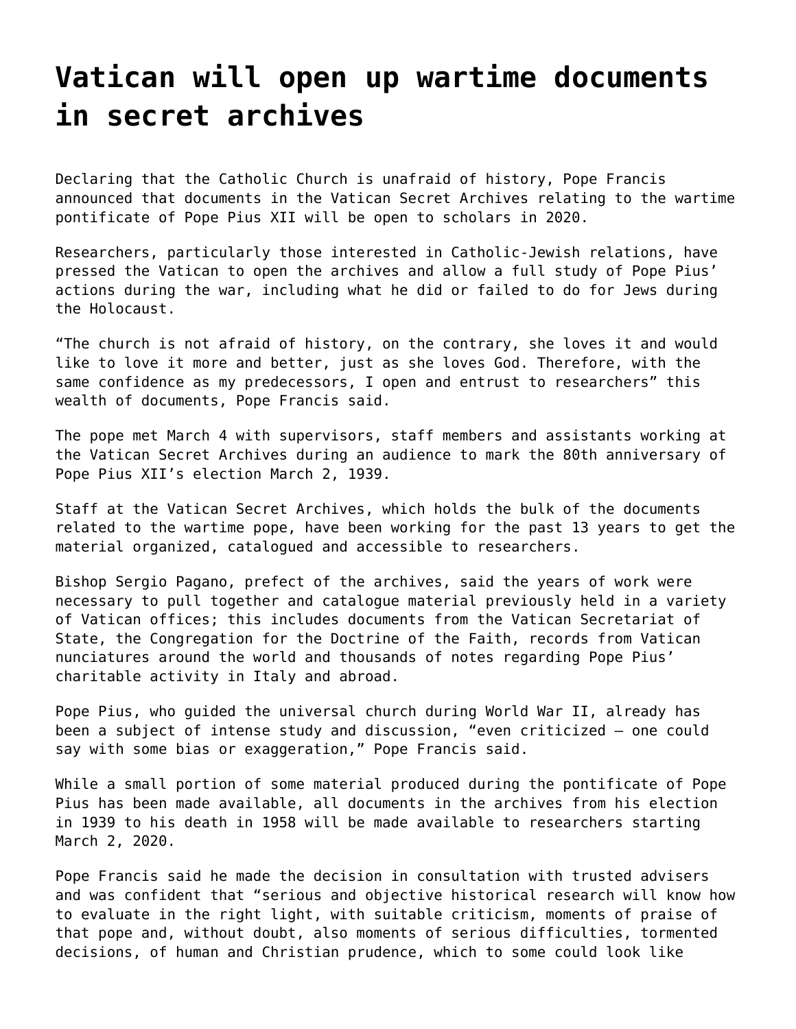# Vatican will open up wartime documents in secret archives

Declaring that the Catholic Church is unafraid of history, Pope Francis announced that documents in the Vatican Secret Archives relating to the wartime pontificate of Pope Pius XII will be open to scholars in 2020.

Researchers, particularly those interested in Catholic-Jewish relations, have pressed the Vatican to open the archives and allow a full study of Pope Pius' actions during the war, including what he did or failed to do for Jews during the Holocaust.

"The church is not afraid of history, on the contrary, she loves it and would like to love it more and better, just as she loves God. Therefore, with the same confidence as my predecessors, I open and entrust to researchers" this wealth of documents, Pope Francis said.

The pope met March 4 with supervisors, staff members and assistants working at the Vatican Secret Archives during an audience to mark the 80th anniversary of Pope Pius XII's election March 2, 1939.

Staff at the Vatican Secret Archives, which holds the bulk of the documents related to the wartime pope, have been working for the past 13 years to get the material organized, catalogued and accessible to researchers.

Bishop Sergio Pagano, prefect of the archives, said the years of work were necessary to pull together and catalogue material previously held in a variety of Vatican offices; this includes documents from the Vatican Secretariat of State, the Congregation for the Doctrine of the Faith, records from Vatican nunciatures around the world and thousands of notes regarding Pope Pius' charitable activity in Italy and abroad.

Pope Pius, who guided the universal church during World War II, already has been a subject of intense study and discussion, "even criticized — one could say with some bias or exaggeration," Pope Francis said.

While a small portion of some material produced during the pontificate of Pope Pius has been made available, all documents in the archives from his election in 1939 to his death in 1958 will be made available to researchers starting March 2, 2020.

Pope Francis said he made the decision in consultation with trusted advisers and was confident that "serious and objective historical research will know how to evaluate in the right light, with suitable criticism, moments of praise of that pope and, without doubt, also moments of serious difficulties, tormented decisions, of human and Christian prudence, which to some could look like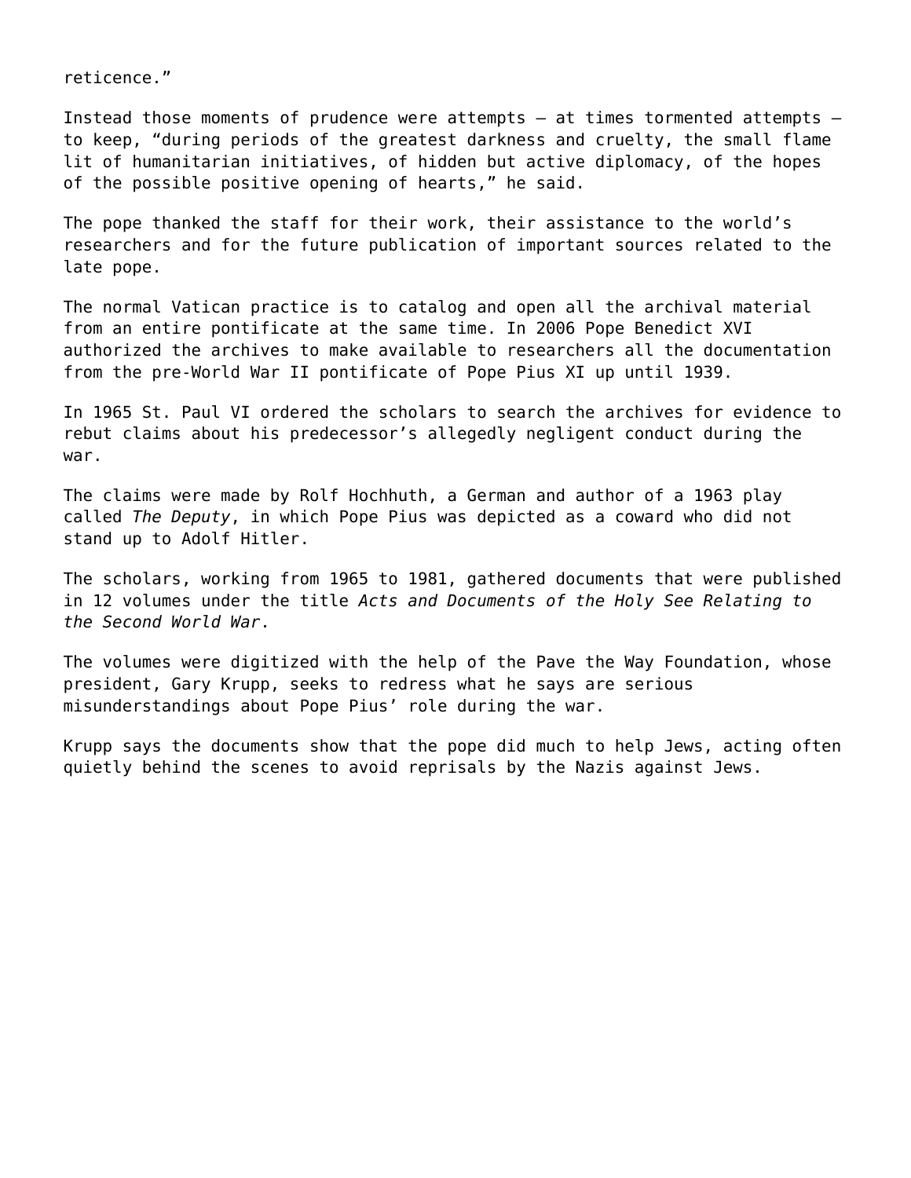reticence."

Instead those moments of prudence were attempts – at times tormented attempts – to keep, "during periods of the greatest darkness and cruelty, the small flame lit of humanitarian initiatives, of hidden but active diplomacy, of the hopes of the possible positive opening of hearts," he said.

The pope thanked the staff for their work, their assistance to the world's researchers and for the future publication of important sources related to the late pope.

The normal Vatican practice is to catalog and open all the archival material from an entire pontificate at the same time. In 2006 Pope Benedict XVI authorized the archives to make available to researchers all the documentation from the pre-World War II pontificate of Pope Pius XI up until 1939.

In 1965 St. Paul VI ordered the scholars to search the archives for evidence to rebut claims about his predecessor's allegedly negligent conduct during the war.

The claims were made by Rolf Hochhuth, a German and author of a 1963 play called *The Deputy*, in which Pope Pius was depicted as a coward who did not stand up to Adolf Hitler.

The scholars, working from 1965 to 1981, gathered documents that were published in 12 volumes under the title *Acts and Documents of the Holy See Relating to the Second World War*.

The volumes were digitized with the help of the Pave the Way Foundation, whose president, Gary Krupp, seeks to redress what he says are serious misunderstandings about Pope Pius' role during the war.

Krupp says the documents show that the pope did much to help Jews, acting often quietly behind the scenes to avoid reprisals by the Nazis against Jews.